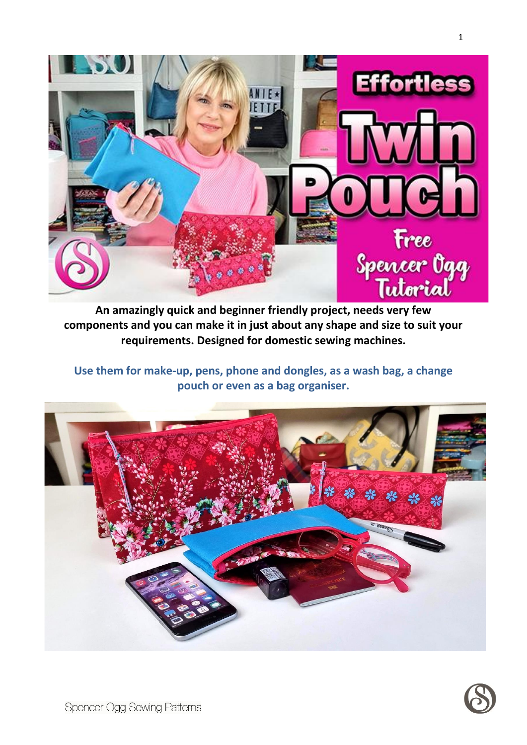**An amazingly quick and beginner friendly project, needs very few components and you can make it in just about any shape and size to suit your requirements. Designed for domestic sewing machines.**

**Use them for make-up, pens, phone and dongles, as a wash bag, a change pouch or even as a bag organiser.**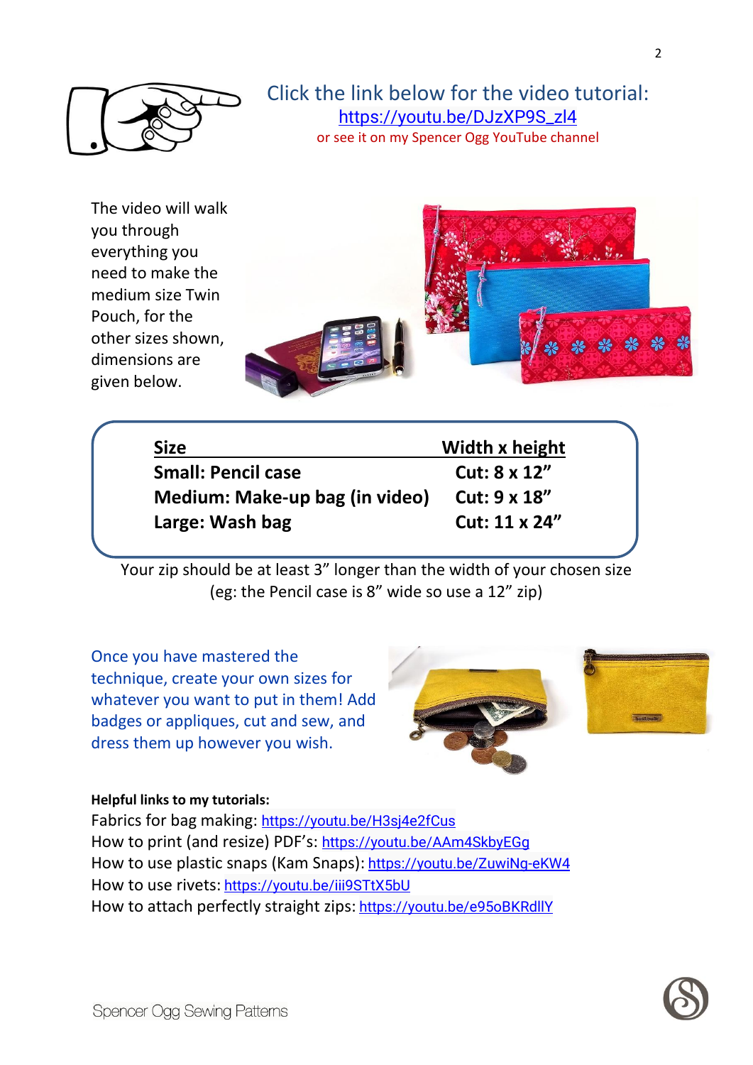Click the link below for the video tutorial:
https://youtu.be/DJzXP9S_zl4
or see it on my Spencer Ogg YouTube channel

The video will walk you through everything you need to make the medium size Twin Pouch, for the other sizes shown, dimensions are given below.

| Size | Width x height |
| --- | --- |
| **Small: Pencil case** | **Cut: 8 x 12”** |
| **Medium: Make-up bag (in video)** | **Cut: 9 x 18”** |
| **Large: Wash bag** | **Cut: 11 x 24”** |

Your zip should be at least 3” longer than the width of your chosen size (eg: the Pencil case is 8” wide so use a 12” zip)

Once you have mastered the technique, create your own sizes for whatever you want to put in them! Add badges or appliques, cut and sew, and dress them up however you wish.

**Helpful links to my tutorials:**

Fabrics for bag making: https://youtu.be/H3sj4e2fCus
How to print (and resize) PDF’s: https://youtu.be/AAm4SkbyEGg
How to use plastic snaps (Kam Snaps): https://youtu.be/ZuwiNg-eKW4
How to use rivets: https://youtu.be/iii9STtX5bU
How to attach perfectly straight zips: https://youtu.be/e95oBKRdllY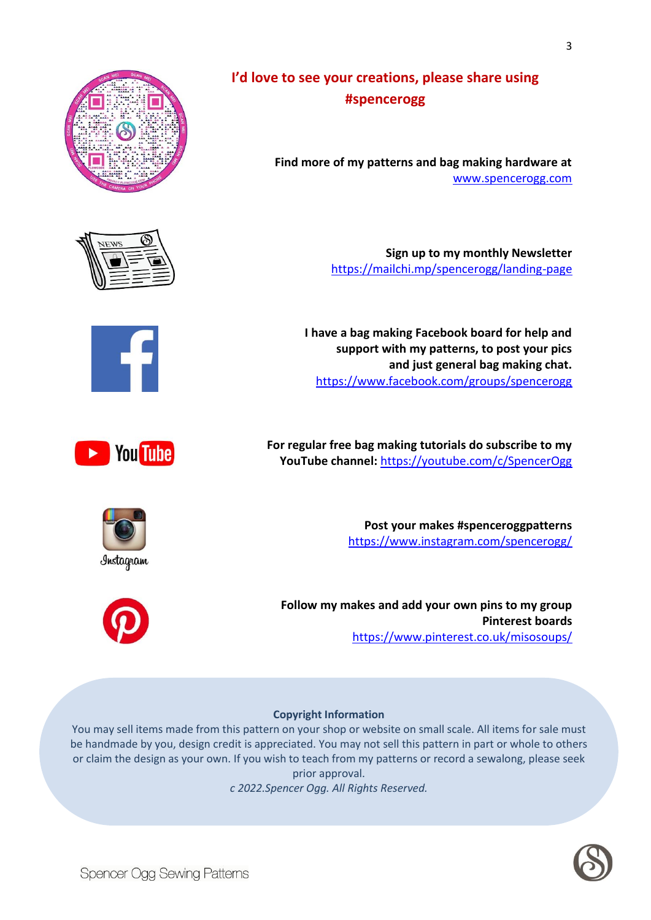**I'd love to see your creations, please share using #spencerogg**

**Find more of my patterns and bag making hardware at** www.spencerogg.com

**Sign up to my monthly Newsletter**
https://mailchi.mp/spencerogg/landing-page

**I have a bag making Facebook board for help and support with my patterns, to post your pics and just general bag making chat.**
https://www.facebook.com/groups/spencerogg

**For regular free bag making tutorials do subscribe to my YouTube channel:** https://youtube.com/c/SpencerOgg

**Post your makes #spenceroggpatterns**
https://www.instagram.com/spencerogg/

**Follow my makes and add your own pins to my group Pinterest boards**
https://www.pinterest.co.uk/misosoups/

**Copyright Information**

You may sell items made from this pattern on your shop or website on small scale. All items for sale must be handmade by you, design credit is appreciated. You may not sell this pattern in part or whole to others or claim the design as your own. If you wish to teach from my patterns or record a sewalong, please seek prior approval.

*c 2022.Spencer Ogg. All Rights Reserved.*